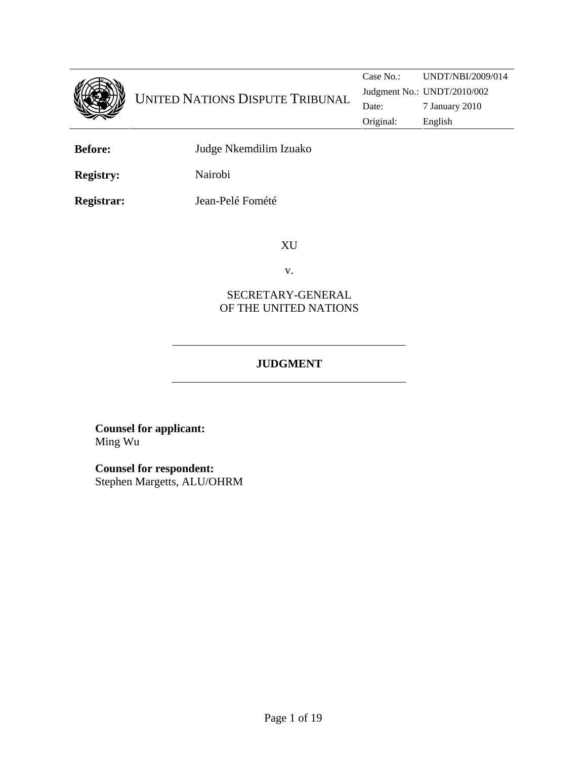UNITED NATIONS DISPUTE TRIBUNAL

| Case No.: | UNDT/NBI/2009/014 |
| --- | --- |
| Judgment No.: | UNDT/2010/002 |
| Date: | 7 January 2010 |
| Original: | English |

**Before:** Judge Nkemdilim Izuako

**Registry:** Nairobi

**Registrar:** Jean-Pelé Fomété

XU

v.

SECRETARY-GENERAL
OF THE UNITED NATIONS

## JUDGMENT

**Counsel for applicant:**
Ming Wu

**Counsel for respondent:**
Stephen Margetts, ALU/OHRM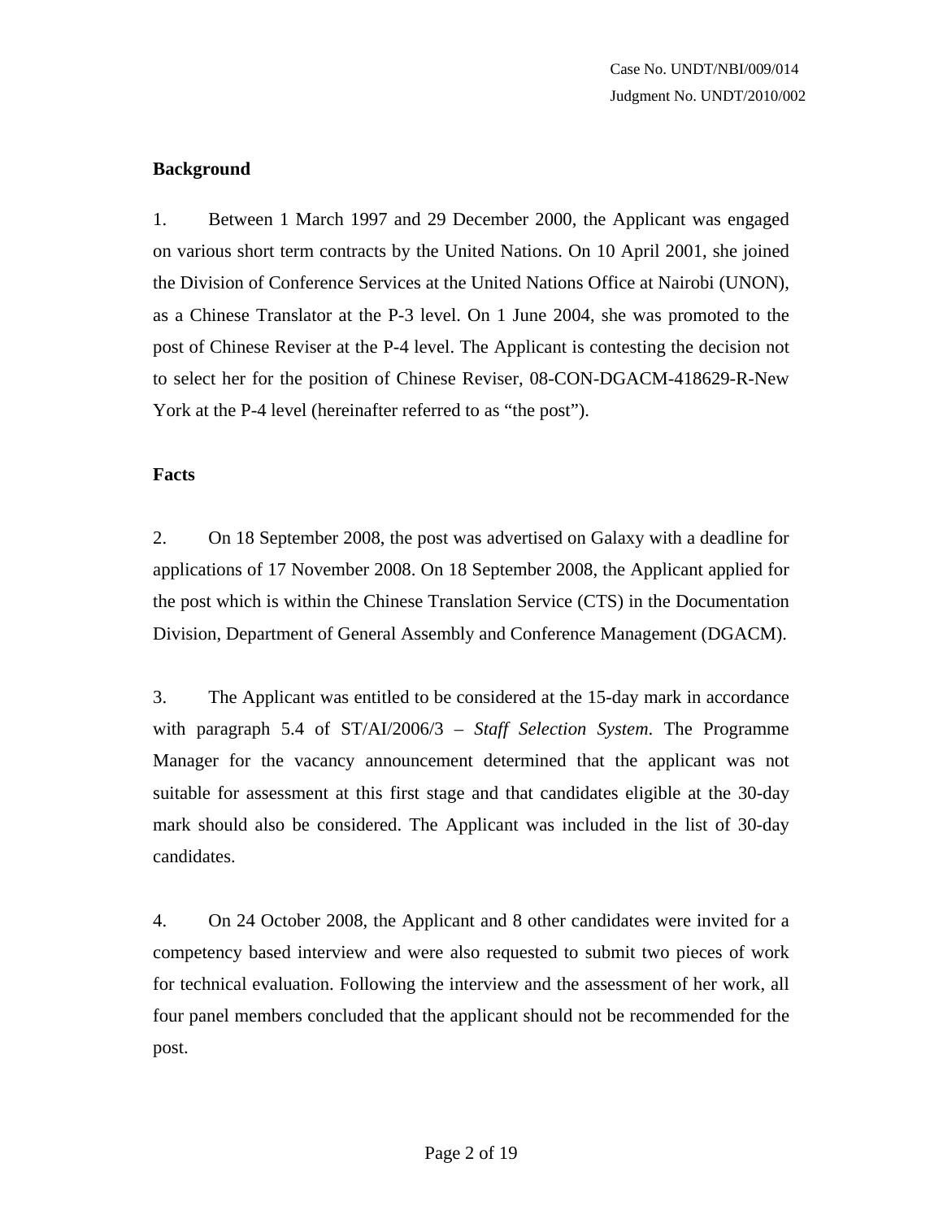**Background**

1. Between 1 March 1997 and 29 December 2000, the Applicant was engaged on various short term contracts by the United Nations. On 10 April 2001, she joined the Division of Conference Services at the United Nations Office at Nairobi (UNON), as a Chinese Translator at the P-3 level. On 1 June 2004, she was promoted to the post of Chinese Reviser at the P-4 level. The Applicant is contesting the decision not to select her for the position of Chinese Reviser, 08-CON-DGACM-418629-R-New York at the P-4 level (hereinafter referred to as "the post").

**Facts**

2. On 18 September 2008, the post was advertised on Galaxy with a deadline for applications of 17 November 2008. On 18 September 2008, the Applicant applied for the post which is within the Chinese Translation Service (CTS) in the Documentation Division, Department of General Assembly and Conference Management (DGACM).

3. The Applicant was entitled to be considered at the 15-day mark in accordance with paragraph 5.4 of ST/AI/2006/3 – *Staff Selection System*. The Programme Manager for the vacancy announcement determined that the applicant was not suitable for assessment at this first stage and that candidates eligible at the 30-day mark should also be considered. The Applicant was included in the list of 30-day candidates.

4. On 24 October 2008, the Applicant and 8 other candidates were invited for a competency based interview and were also requested to submit two pieces of work for technical evaluation. Following the interview and the assessment of her work, all four panel members concluded that the applicant should not be recommended for the post.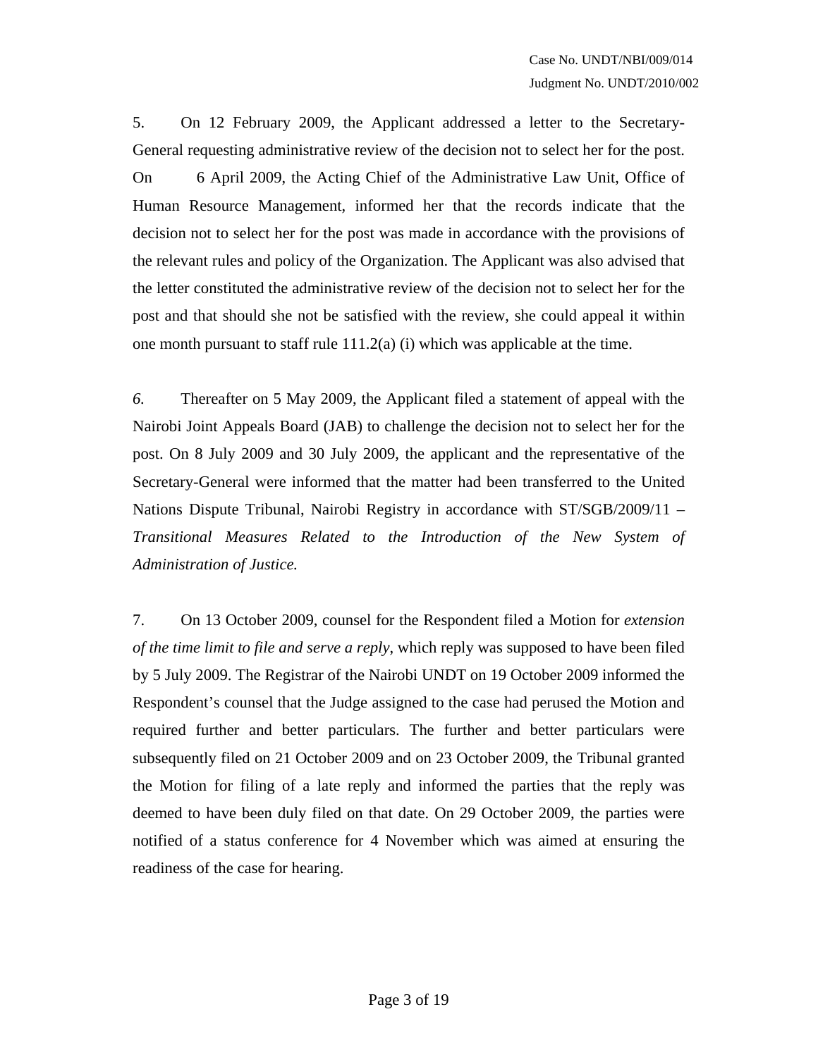5. On 12 February 2009, the Applicant addressed a letter to the Secretary-General requesting administrative review of the decision not to select her for the post. On 6 April 2009, the Acting Chief of the Administrative Law Unit, Office of Human Resource Management, informed her that the records indicate that the decision not to select her for the post was made in accordance with the provisions of the relevant rules and policy of the Organization. The Applicant was also advised that the letter constituted the administrative review of the decision not to select her for the post and that should she not be satisfied with the review, she could appeal it within one month pursuant to staff rule 111.2(a) (i) which was applicable at the time.

*6.* Thereafter on 5 May 2009, the Applicant filed a statement of appeal with the Nairobi Joint Appeals Board (JAB) to challenge the decision not to select her for the post. On 8 July 2009 and 30 July 2009, the applicant and the representative of the Secretary-General were informed that the matter had been transferred to the United Nations Dispute Tribunal, Nairobi Registry in accordance with ST/SGB/2009/11 – *Transitional Measures Related to the Introduction of the New System of Administration of Justice.*

7. On 13 October 2009, counsel for the Respondent filed a Motion for *extension of the time limit to file and serve a reply*, which reply was supposed to have been filed by 5 July 2009. The Registrar of the Nairobi UNDT on 19 October 2009 informed the Respondent's counsel that the Judge assigned to the case had perused the Motion and required further and better particulars. The further and better particulars were subsequently filed on 21 October 2009 and on 23 October 2009, the Tribunal granted the Motion for filing of a late reply and informed the parties that the reply was deemed to have been duly filed on that date. On 29 October 2009, the parties were notified of a status conference for 4 November which was aimed at ensuring the readiness of the case for hearing.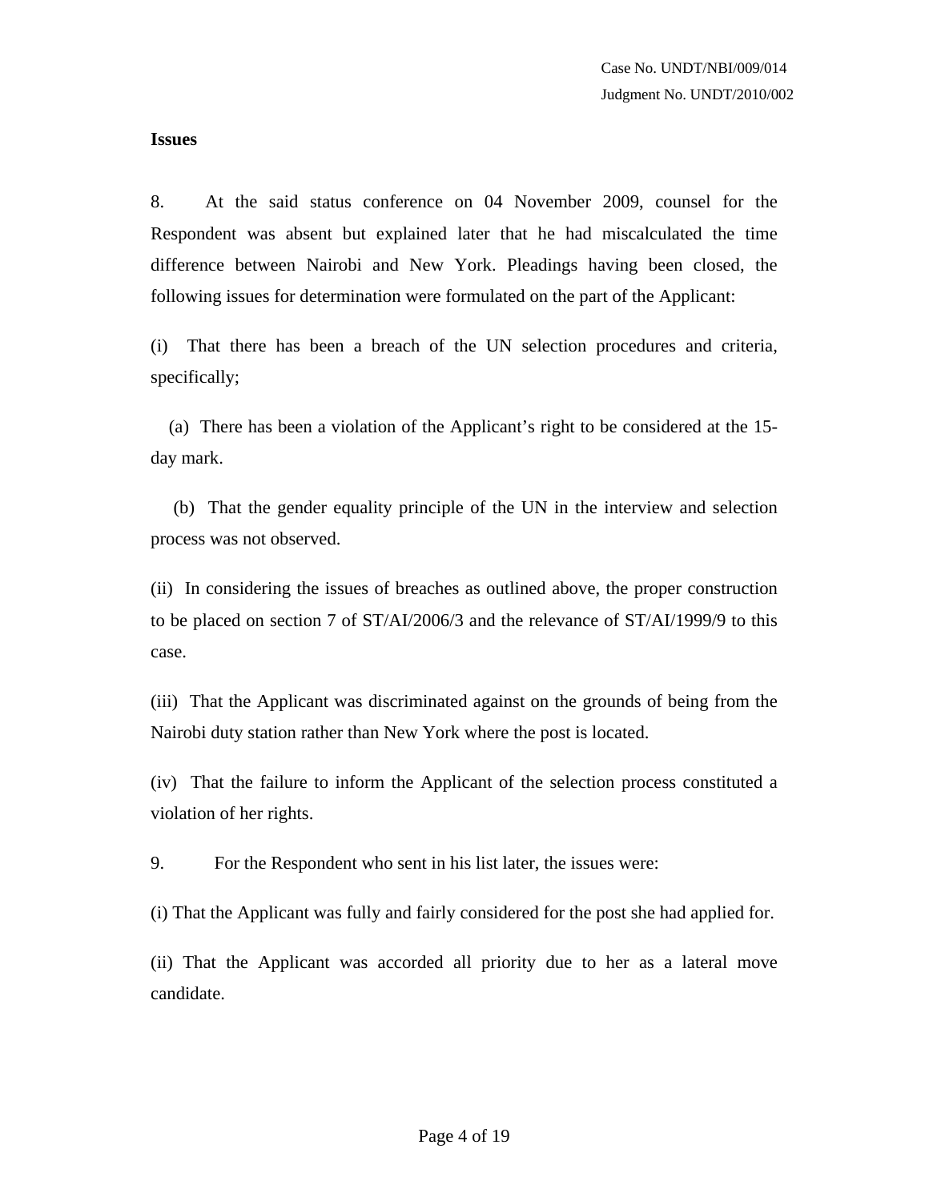**Issues**

8. At the said status conference on 04 November 2009, counsel for the Respondent was absent but explained later that he had miscalculated the time difference between Nairobi and New York. Pleadings having been closed, the following issues for determination were formulated on the part of the Applicant:

(i) That there has been a breach of the UN selection procedures and criteria, specifically;

(a) There has been a violation of the Applicant's right to be considered at the 15-day mark.

(b) That the gender equality principle of the UN in the interview and selection process was not observed.

(ii) In considering the issues of breaches as outlined above, the proper construction to be placed on section 7 of ST/AI/2006/3 and the relevance of ST/AI/1999/9 to this case.

(iii) That the Applicant was discriminated against on the grounds of being from the Nairobi duty station rather than New York where the post is located.

(iv) That the failure to inform the Applicant of the selection process constituted a violation of her rights.

9. For the Respondent who sent in his list later, the issues were:

(i) That the Applicant was fully and fairly considered for the post she had applied for.

(ii) That the Applicant was accorded all priority due to her as a lateral move candidate.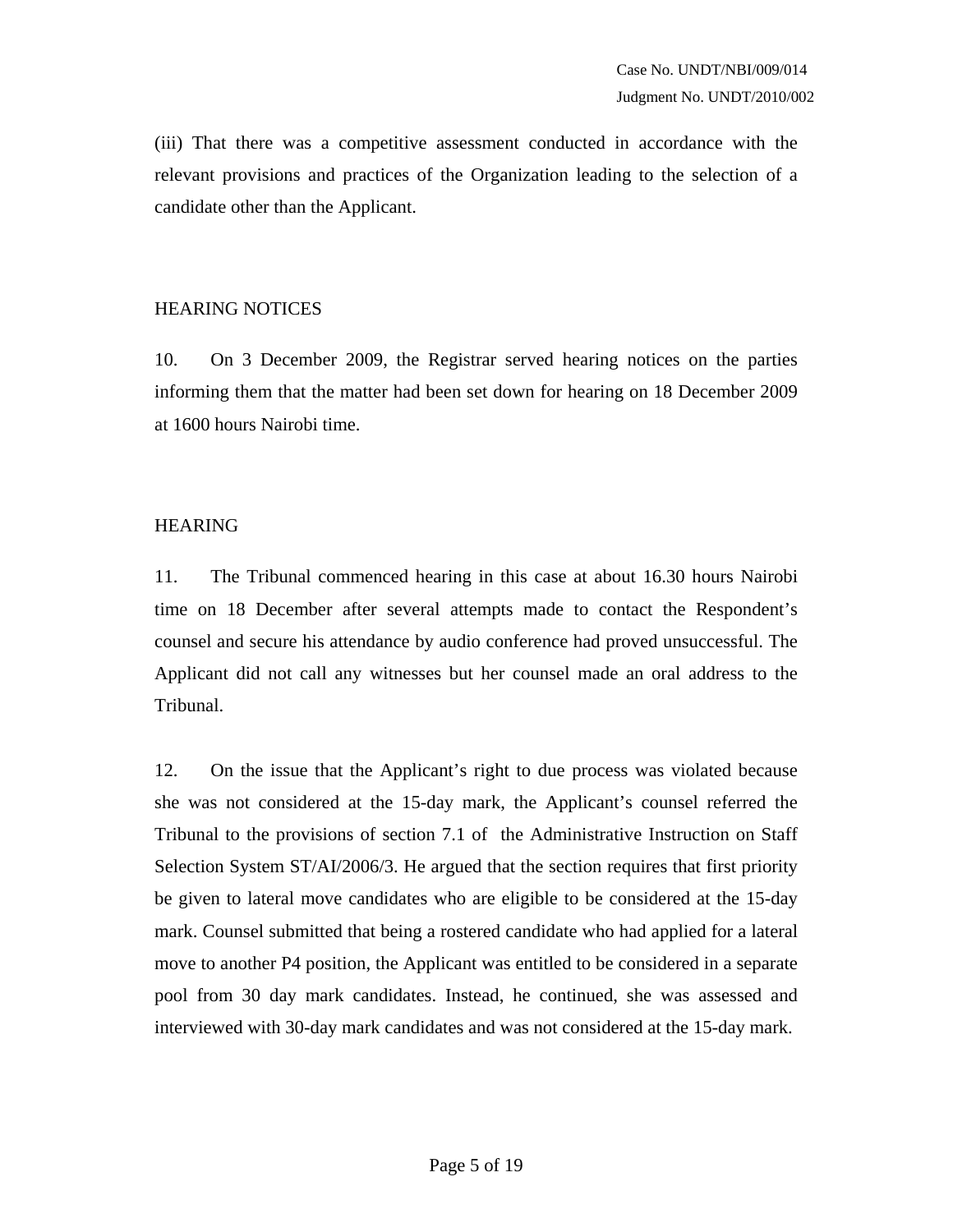(iii) That there was a competitive assessment conducted in accordance with the relevant provisions and practices of the Organization leading to the selection of a candidate other than the Applicant.

## HEARING NOTICES

10. On 3 December 2009, the Registrar served hearing notices on the parties informing them that the matter had been set down for hearing on 18 December 2009 at 1600 hours Nairobi time.

## HEARING

11. The Tribunal commenced hearing in this case at about 16.30 hours Nairobi time on 18 December after several attempts made to contact the Respondent's counsel and secure his attendance by audio conference had proved unsuccessful. The Applicant did not call any witnesses but her counsel made an oral address to the Tribunal.

12. On the issue that the Applicant's right to due process was violated because she was not considered at the 15-day mark, the Applicant's counsel referred the Tribunal to the provisions of section 7.1 of the Administrative Instruction on Staff Selection System ST/AI/2006/3. He argued that the section requires that first priority be given to lateral move candidates who are eligible to be considered at the 15-day mark. Counsel submitted that being a rostered candidate who had applied for a lateral move to another P4 position, the Applicant was entitled to be considered in a separate pool from 30 day mark candidates. Instead, he continued, she was assessed and interviewed with 30-day mark candidates and was not considered at the 15-day mark.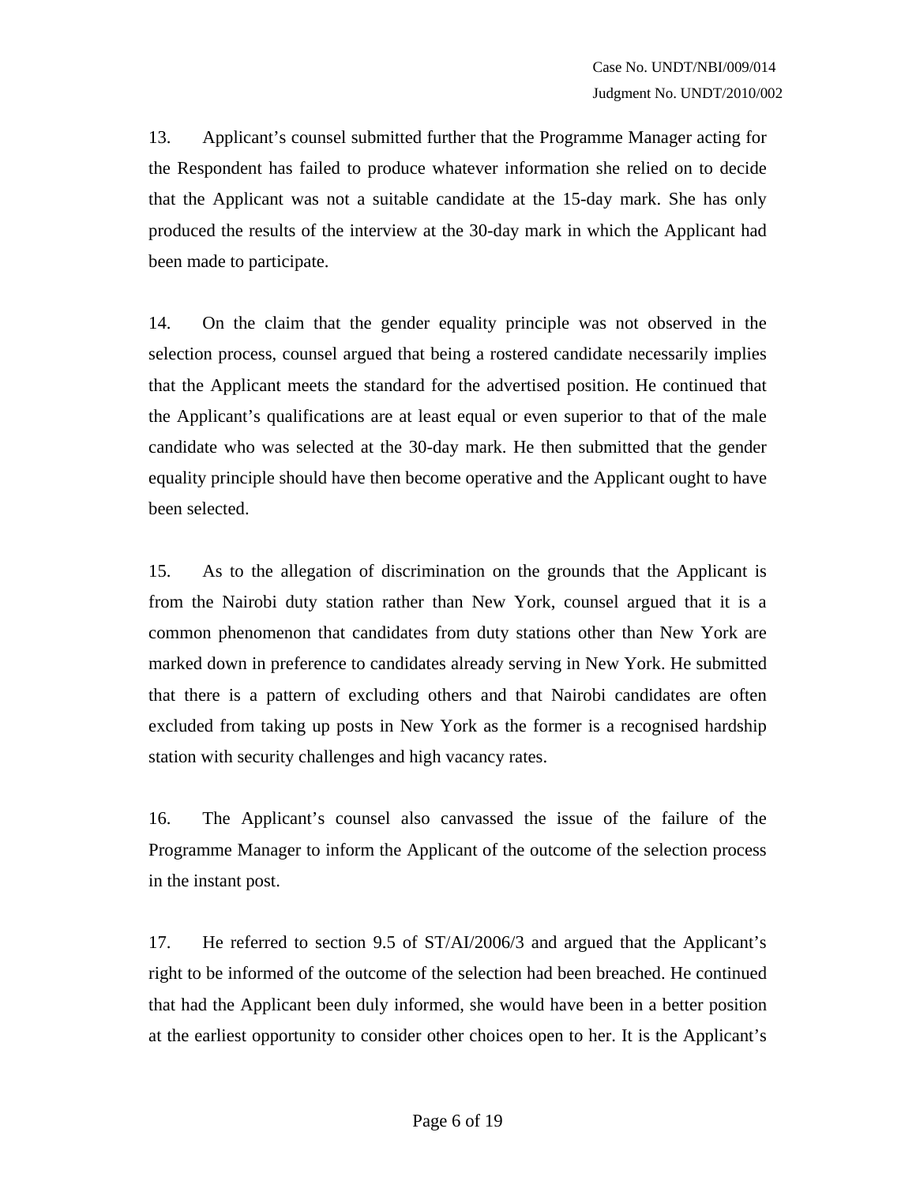13. Applicant's counsel submitted further that the Programme Manager acting for the Respondent has failed to produce whatever information she relied on to decide that the Applicant was not a suitable candidate at the 15-day mark. She has only produced the results of the interview at the 30-day mark in which the Applicant had been made to participate.

14. On the claim that the gender equality principle was not observed in the selection process, counsel argued that being a rostered candidate necessarily implies that the Applicant meets the standard for the advertised position. He continued that the Applicant's qualifications are at least equal or even superior to that of the male candidate who was selected at the 30-day mark. He then submitted that the gender equality principle should have then become operative and the Applicant ought to have been selected.

15. As to the allegation of discrimination on the grounds that the Applicant is from the Nairobi duty station rather than New York, counsel argued that it is a common phenomenon that candidates from duty stations other than New York are marked down in preference to candidates already serving in New York. He submitted that there is a pattern of excluding others and that Nairobi candidates are often excluded from taking up posts in New York as the former is a recognised hardship station with security challenges and high vacancy rates.

16. The Applicant's counsel also canvassed the issue of the failure of the Programme Manager to inform the Applicant of the outcome of the selection process in the instant post.

17. He referred to section 9.5 of ST/AI/2006/3 and argued that the Applicant's right to be informed of the outcome of the selection had been breached. He continued that had the Applicant been duly informed, she would have been in a better position at the earliest opportunity to consider other choices open to her. It is the Applicant's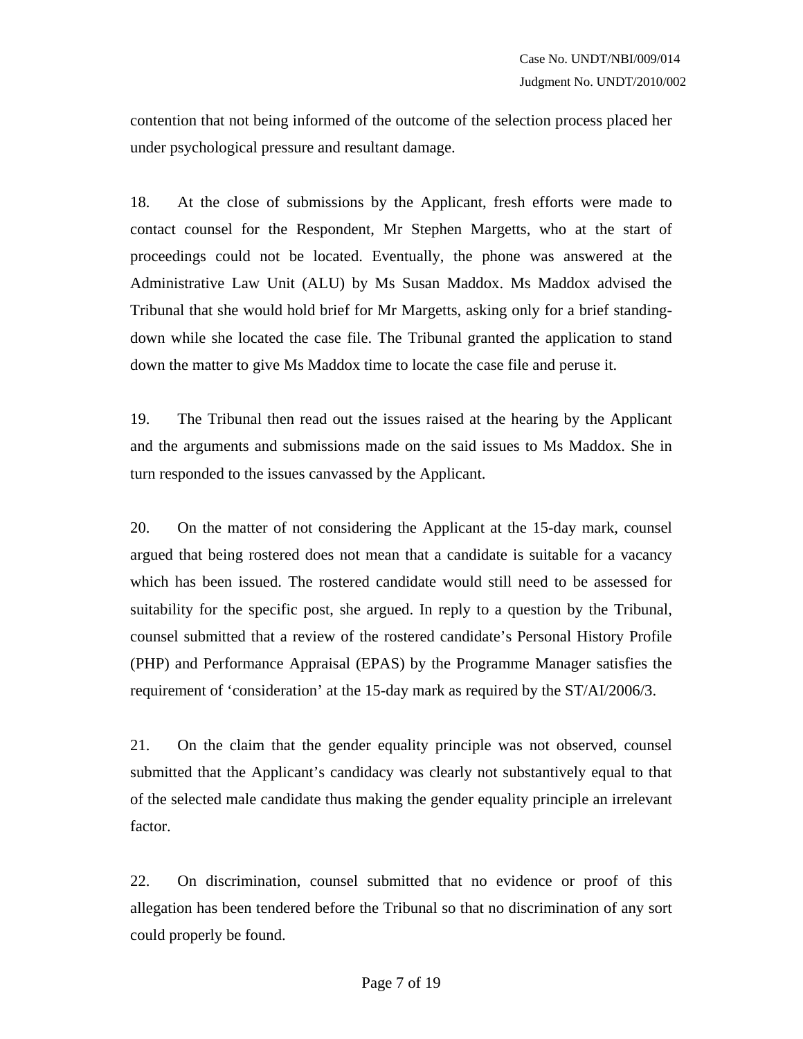contention that not being informed of the outcome of the selection process placed her under psychological pressure and resultant damage.

18. At the close of submissions by the Applicant, fresh efforts were made to contact counsel for the Respondent, Mr Stephen Margetts, who at the start of proceedings could not be located. Eventually, the phone was answered at the Administrative Law Unit (ALU) by Ms Susan Maddox. Ms Maddox advised the Tribunal that she would hold brief for Mr Margetts, asking only for a brief standing-down while she located the case file. The Tribunal granted the application to stand down the matter to give Ms Maddox time to locate the case file and peruse it.

19. The Tribunal then read out the issues raised at the hearing by the Applicant and the arguments and submissions made on the said issues to Ms Maddox. She in turn responded to the issues canvassed by the Applicant.

20. On the matter of not considering the Applicant at the 15-day mark, counsel argued that being rostered does not mean that a candidate is suitable for a vacancy which has been issued. The rostered candidate would still need to be assessed for suitability for the specific post, she argued. In reply to a question by the Tribunal, counsel submitted that a review of the rostered candidate's Personal History Profile (PHP) and Performance Appraisal (EPAS) by the Programme Manager satisfies the requirement of 'consideration' at the 15-day mark as required by the ST/AI/2006/3.

21. On the claim that the gender equality principle was not observed, counsel submitted that the Applicant's candidacy was clearly not substantively equal to that of the selected male candidate thus making the gender equality principle an irrelevant factor.

22. On discrimination, counsel submitted that no evidence or proof of this allegation has been tendered before the Tribunal so that no discrimination of any sort could properly be found.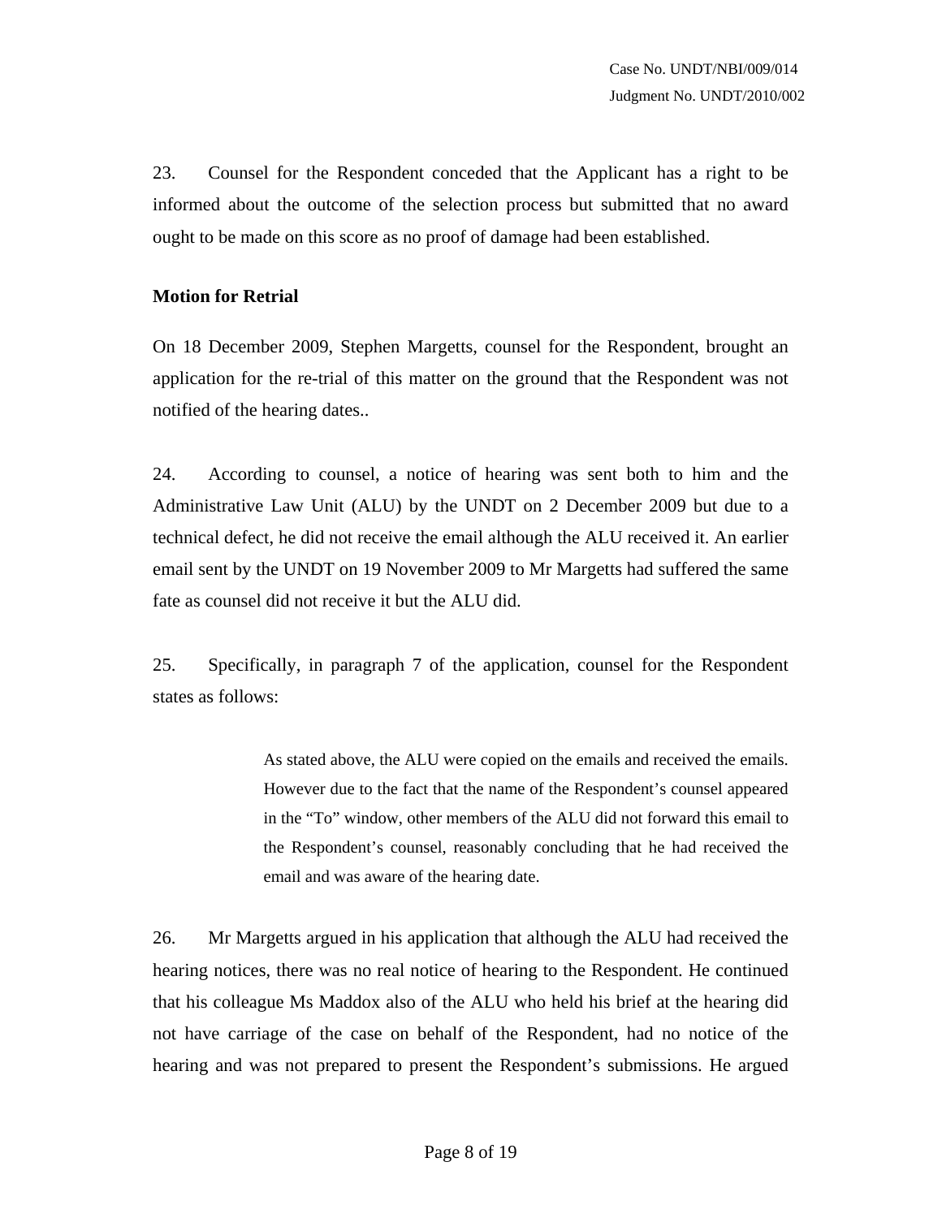23. Counsel for the Respondent conceded that the Applicant has a right to be informed about the outcome of the selection process but submitted that no award ought to be made on this score as no proof of damage had been established.

**Motion for Retrial**

On 18 December 2009, Stephen Margetts, counsel for the Respondent, brought an application for the re-trial of this matter on the ground that the Respondent was not notified of the hearing dates..

24. According to counsel, a notice of hearing was sent both to him and the Administrative Law Unit (ALU) by the UNDT on 2 December 2009 but due to a technical defect, he did not receive the email although the ALU received it. An earlier email sent by the UNDT on 19 November 2009 to Mr Margetts had suffered the same fate as counsel did not receive it but the ALU did.

25. Specifically, in paragraph 7 of the application, counsel for the Respondent states as follows:

> As stated above, the ALU were copied on the emails and received the emails. However due to the fact that the name of the Respondent's counsel appeared in the "To" window, other members of the ALU did not forward this email to the Respondent's counsel, reasonably concluding that he had received the email and was aware of the hearing date.

26. Mr Margetts argued in his application that although the ALU had received the hearing notices, there was no real notice of hearing to the Respondent. He continued that his colleague Ms Maddox also of the ALU who held his brief at the hearing did not have carriage of the case on behalf of the Respondent, had no notice of the hearing and was not prepared to present the Respondent's submissions. He argued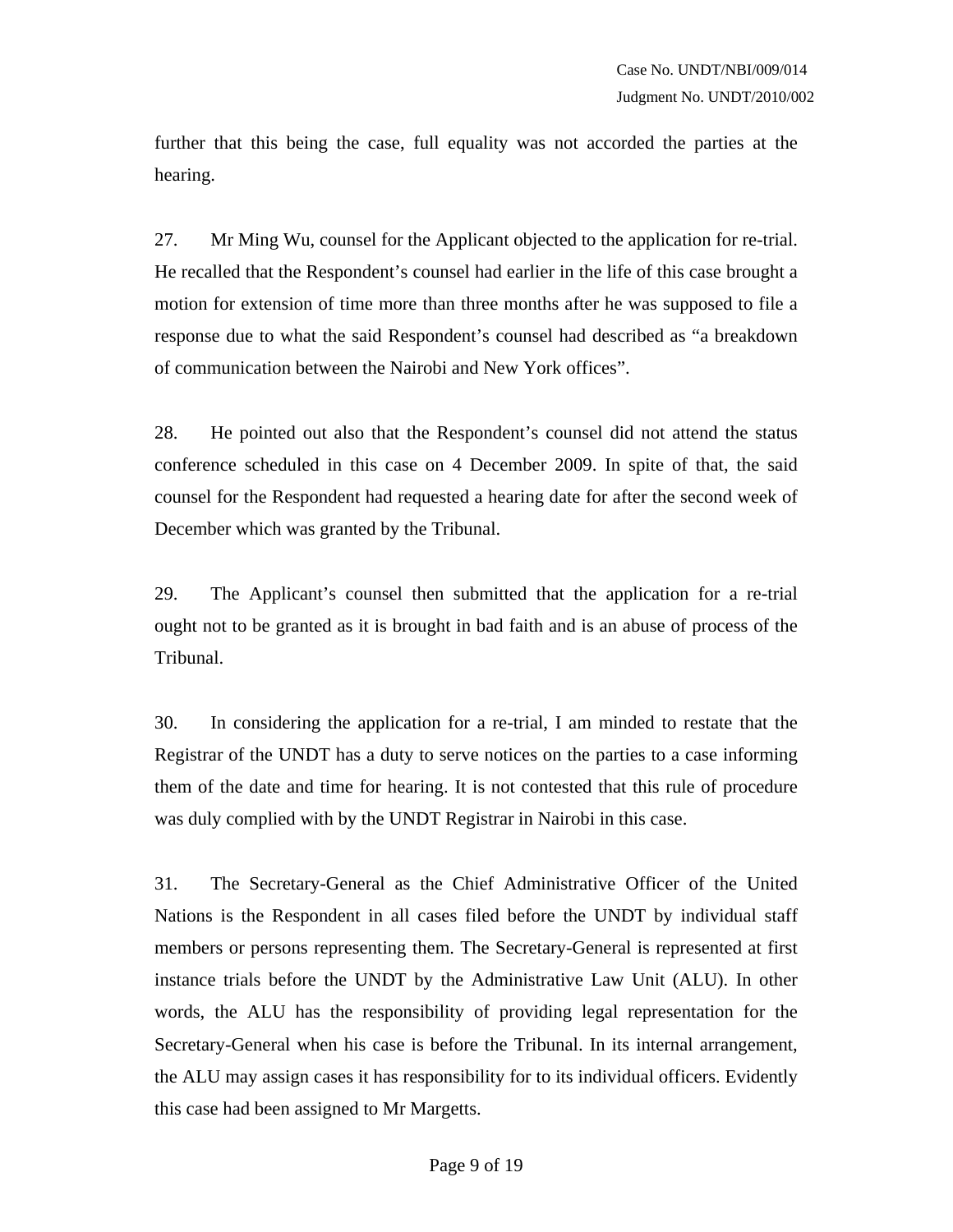further that this being the case, full equality was not accorded the parties at the hearing.

27. Mr Ming Wu, counsel for the Applicant objected to the application for re-trial. He recalled that the Respondent's counsel had earlier in the life of this case brought a motion for extension of time more than three months after he was supposed to file a response due to what the said Respondent's counsel had described as "a breakdown of communication between the Nairobi and New York offices".

28. He pointed out also that the Respondent's counsel did not attend the status conference scheduled in this case on 4 December 2009. In spite of that, the said counsel for the Respondent had requested a hearing date for after the second week of December which was granted by the Tribunal.

29. The Applicant's counsel then submitted that the application for a re-trial ought not to be granted as it is brought in bad faith and is an abuse of process of the Tribunal.

30. In considering the application for a re-trial, I am minded to restate that the Registrar of the UNDT has a duty to serve notices on the parties to a case informing them of the date and time for hearing. It is not contested that this rule of procedure was duly complied with by the UNDT Registrar in Nairobi in this case.

31. The Secretary-General as the Chief Administrative Officer of the United Nations is the Respondent in all cases filed before the UNDT by individual staff members or persons representing them. The Secretary-General is represented at first instance trials before the UNDT by the Administrative Law Unit (ALU). In other words, the ALU has the responsibility of providing legal representation for the Secretary-General when his case is before the Tribunal. In its internal arrangement, the ALU may assign cases it has responsibility for to its individual officers. Evidently this case had been assigned to Mr Margetts.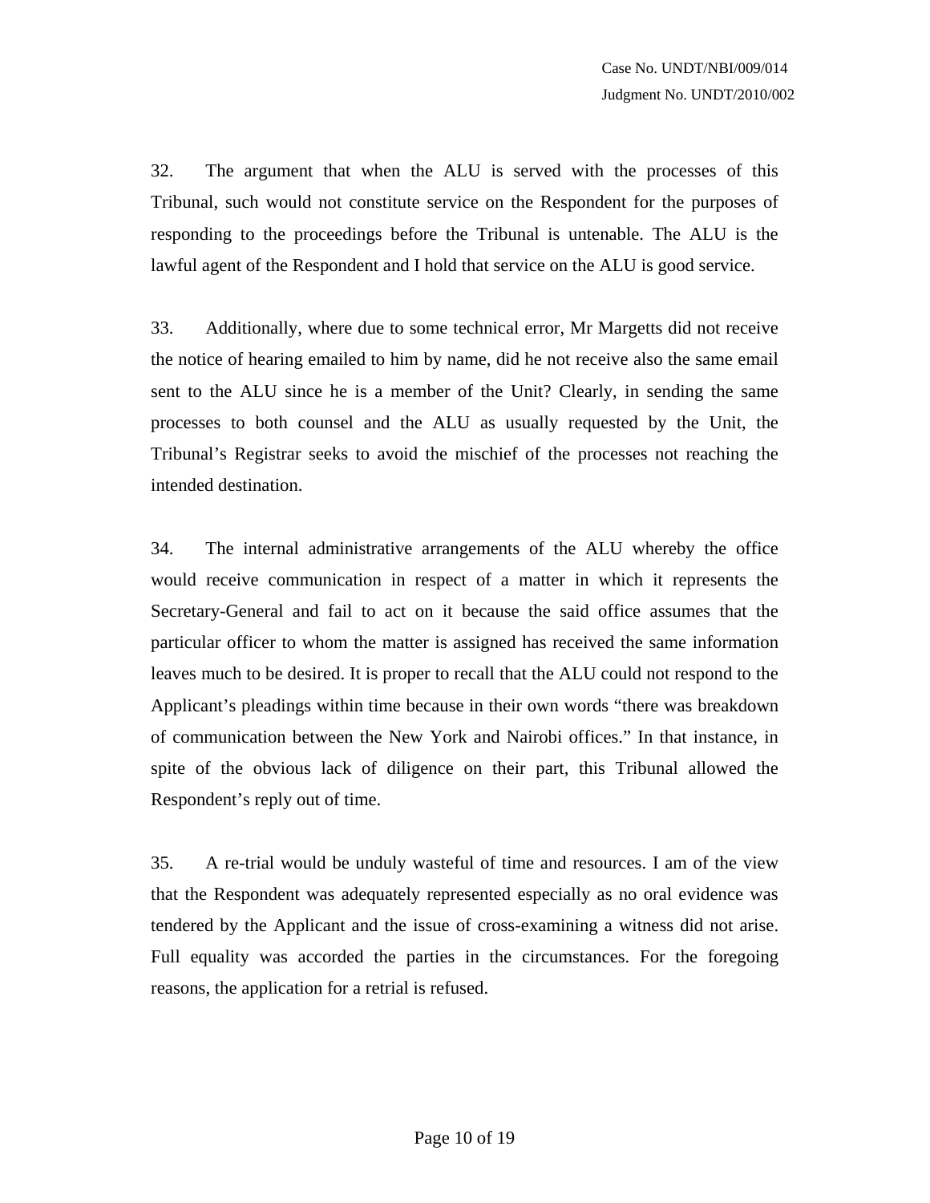32. The argument that when the ALU is served with the processes of this Tribunal, such would not constitute service on the Respondent for the purposes of responding to the proceedings before the Tribunal is untenable. The ALU is the lawful agent of the Respondent and I hold that service on the ALU is good service.

33. Additionally, where due to some technical error, Mr Margetts did not receive the notice of hearing emailed to him by name, did he not receive also the same email sent to the ALU since he is a member of the Unit? Clearly, in sending the same processes to both counsel and the ALU as usually requested by the Unit, the Tribunal's Registrar seeks to avoid the mischief of the processes not reaching the intended destination.

34. The internal administrative arrangements of the ALU whereby the office would receive communication in respect of a matter in which it represents the Secretary-General and fail to act on it because the said office assumes that the particular officer to whom the matter is assigned has received the same information leaves much to be desired. It is proper to recall that the ALU could not respond to the Applicant's pleadings within time because in their own words "there was breakdown of communication between the New York and Nairobi offices." In that instance, in spite of the obvious lack of diligence on their part, this Tribunal allowed the Respondent's reply out of time.

35. A re-trial would be unduly wasteful of time and resources. I am of the view that the Respondent was adequately represented especially as no oral evidence was tendered by the Applicant and the issue of cross-examining a witness did not arise. Full equality was accorded the parties in the circumstances. For the foregoing reasons, the application for a retrial is refused.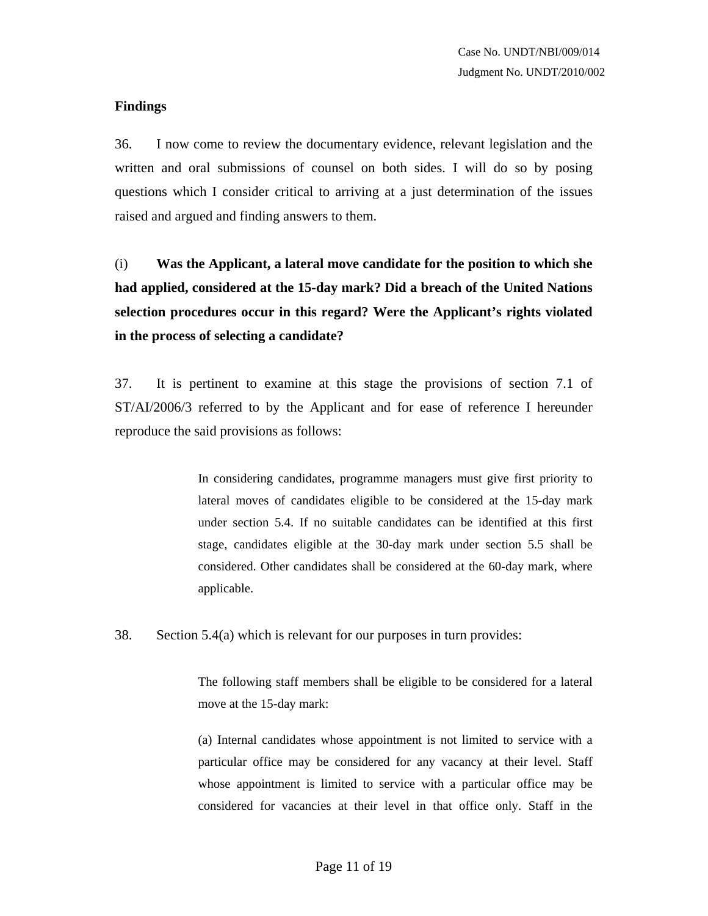**Findings**

36. I now come to review the documentary evidence, relevant legislation and the written and oral submissions of counsel on both sides. I will do so by posing questions which I consider critical to arriving at a just determination of the issues raised and argued and finding answers to them.

(i) **Was the Applicant, a lateral move candidate for the position to which she had applied, considered at the 15-day mark? Did a breach of the United Nations selection procedures occur in this regard? Were the Applicant's rights violated in the process of selecting a candidate?**

37. It is pertinent to examine at this stage the provisions of section 7.1 of ST/AI/2006/3 referred to by the Applicant and for ease of reference I hereunder reproduce the said provisions as follows:

> In considering candidates, programme managers must give first priority to lateral moves of candidates eligible to be considered at the 15-day mark under section 5.4. If no suitable candidates can be identified at this first stage, candidates eligible at the 30-day mark under section 5.5 shall be considered. Other candidates shall be considered at the 60-day mark, where applicable.

38. Section 5.4(a) which is relevant for our purposes in turn provides:

> The following staff members shall be eligible to be considered for a lateral move at the 15-day mark:
>
> (a) Internal candidates whose appointment is not limited to service with a particular office may be considered for any vacancy at their level. Staff whose appointment is limited to service with a particular office may be considered for vacancies at their level in that office only. Staff in the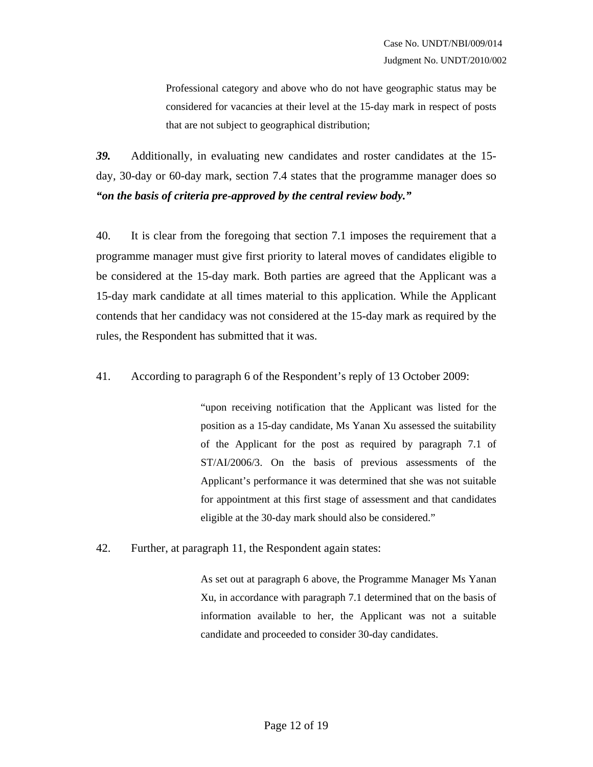> Professional category and above who do not have geographic status may be considered for vacancies at their level at the 15-day mark in respect of posts that are not subject to geographical distribution;

***39.*** Additionally, in evaluating new candidates and roster candidates at the 15-day, 30-day or 60-day mark, section 7.4 states that the programme manager does so ***"on the basis of criteria pre-approved by the central review body."***

40. It is clear from the foregoing that section 7.1 imposes the requirement that a programme manager must give first priority to lateral moves of candidates eligible to be considered at the 15-day mark. Both parties are agreed that the Applicant was a 15-day mark candidate at all times material to this application. While the Applicant contends that her candidacy was not considered at the 15-day mark as required by the rules, the Respondent has submitted that it was.

41. According to paragraph 6 of the Respondent's reply of 13 October 2009:

> "upon receiving notification that the Applicant was listed for the position as a 15-day candidate, Ms Yanan Xu assessed the suitability of the Applicant for the post as required by paragraph 7.1 of ST/AI/2006/3. On the basis of previous assessments of the Applicant's performance it was determined that she was not suitable for appointment at this first stage of assessment and that candidates eligible at the 30-day mark should also be considered."

42. Further, at paragraph 11, the Respondent again states:

> As set out at paragraph 6 above, the Programme Manager Ms Yanan Xu, in accordance with paragraph 7.1 determined that on the basis of information available to her, the Applicant was not a suitable candidate and proceeded to consider 30-day candidates.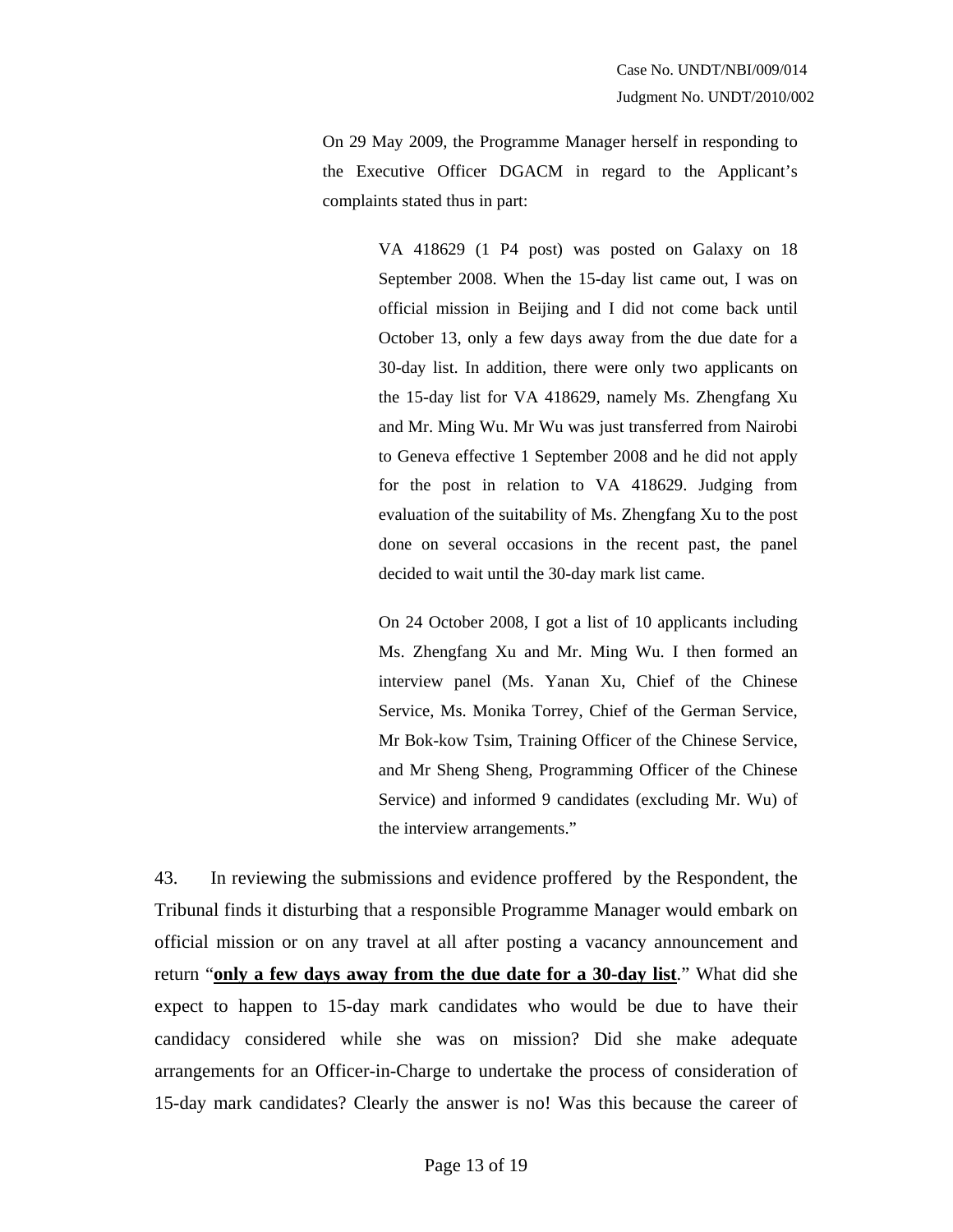On 29 May 2009, the Programme Manager herself in responding to the Executive Officer DGACM in regard to the Applicant's complaints stated thus in part:

> VA 418629 (1 P4 post) was posted on Galaxy on 18 September 2008. When the 15-day list came out, I was on official mission in Beijing and I did not come back until October 13, only a few days away from the due date for a 30-day list. In addition, there were only two applicants on the 15-day list for VA 418629, namely Ms. Zhengfang Xu and Mr. Ming Wu. Mr Wu was just transferred from Nairobi to Geneva effective 1 September 2008 and he did not apply for the post in relation to VA 418629. Judging from evaluation of the suitability of Ms. Zhengfang Xu to the post done on several occasions in the recent past, the panel decided to wait until the 30-day mark list came.
>
> On 24 October 2008, I got a list of 10 applicants including Ms. Zhengfang Xu and Mr. Ming Wu. I then formed an interview panel (Ms. Yanan Xu, Chief of the Chinese Service, Ms. Monika Torrey, Chief of the German Service, Mr Bok-kow Tsim, Training Officer of the Chinese Service, and Mr Sheng Sheng, Programming Officer of the Chinese Service) and informed 9 candidates (excluding Mr. Wu) of the interview arrangements."

43. In reviewing the submissions and evidence proffered by the Respondent, the Tribunal finds it disturbing that a responsible Programme Manager would embark on official mission or on any travel at all after posting a vacancy announcement and return "**<u>only a few days away from the due date for a 30-day list</u>**." What did she expect to happen to 15-day mark candidates who would be due to have their candidacy considered while she was on mission? Did she make adequate arrangements for an Officer-in-Charge to undertake the process of consideration of 15-day mark candidates? Clearly the answer is no! Was this because the career of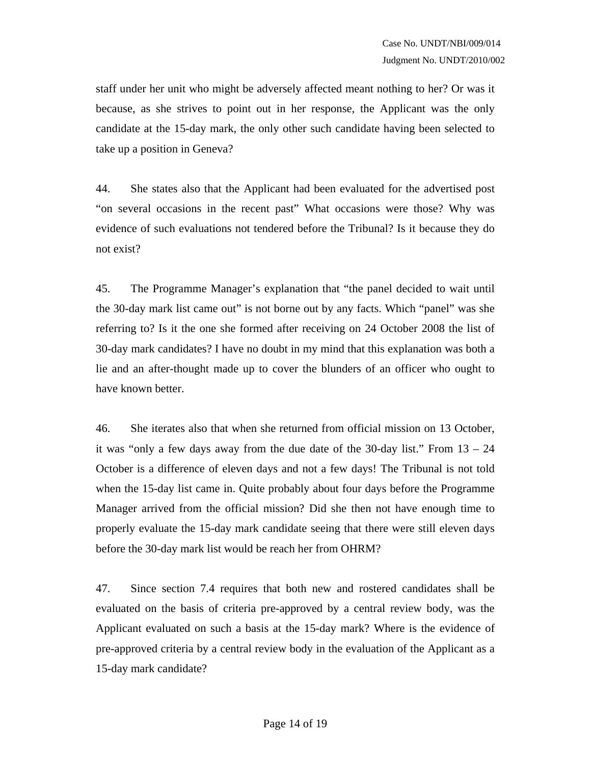staff under her unit who might be adversely affected meant nothing to her? Or was it because, as she strives to point out in her response, the Applicant was the only candidate at the 15-day mark, the only other such candidate having been selected to take up a position in Geneva?

44. She states also that the Applicant had been evaluated for the advertised post "on several occasions in the recent past" What occasions were those? Why was evidence of such evaluations not tendered before the Tribunal? Is it because they do not exist?

45. The Programme Manager's explanation that "the panel decided to wait until the 30-day mark list came out" is not borne out by any facts. Which "panel" was she referring to? Is it the one she formed after receiving on 24 October 2008 the list of 30-day mark candidates? I have no doubt in my mind that this explanation was both a lie and an after-thought made up to cover the blunders of an officer who ought to have known better.

46. She iterates also that when she returned from official mission on 13 October, it was "only a few days away from the due date of the 30-day list." From 13 – 24 October is a difference of eleven days and not a few days! The Tribunal is not told when the 15-day list came in. Quite probably about four days before the Programme Manager arrived from the official mission? Did she then not have enough time to properly evaluate the 15-day mark candidate seeing that there were still eleven days before the 30-day mark list would be reach her from OHRM?

47. Since section 7.4 requires that both new and rostered candidates shall be evaluated on the basis of criteria pre-approved by a central review body, was the Applicant evaluated on such a basis at the 15-day mark? Where is the evidence of pre-approved criteria by a central review body in the evaluation of the Applicant as a 15-day mark candidate?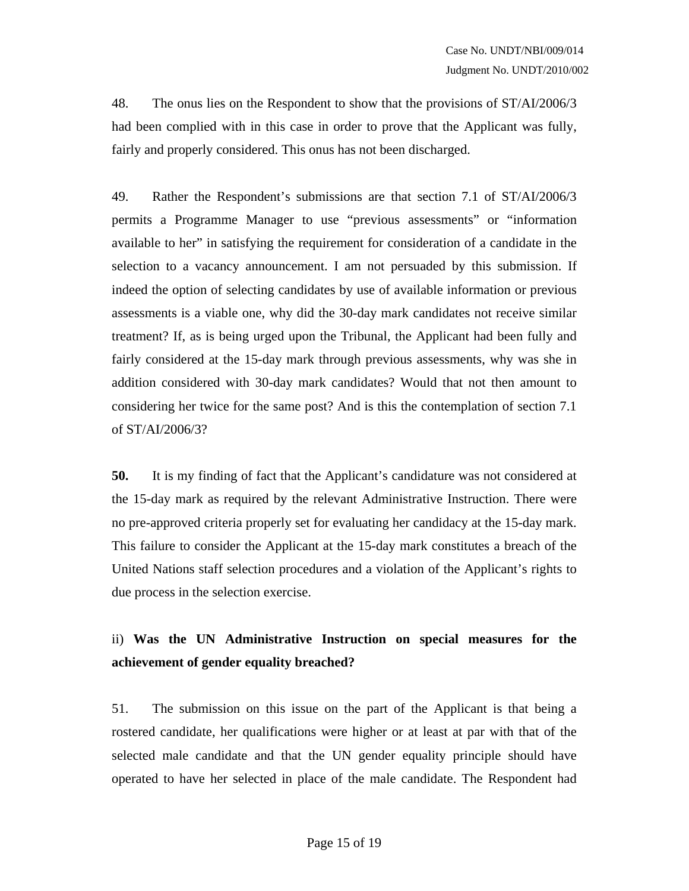48. The onus lies on the Respondent to show that the provisions of ST/AI/2006/3 had been complied with in this case in order to prove that the Applicant was fully, fairly and properly considered. This onus has not been discharged.

49. Rather the Respondent's submissions are that section 7.1 of ST/AI/2006/3 permits a Programme Manager to use "previous assessments" or "information available to her" in satisfying the requirement for consideration of a candidate in the selection to a vacancy announcement. I am not persuaded by this submission. If indeed the option of selecting candidates by use of available information or previous assessments is a viable one, why did the 30-day mark candidates not receive similar treatment? If, as is being urged upon the Tribunal, the Applicant had been fully and fairly considered at the 15-day mark through previous assessments, why was she in addition considered with 30-day mark candidates? Would that not then amount to considering her twice for the same post? And is this the contemplation of section 7.1 of ST/AI/2006/3?

**50.** It is my finding of fact that the Applicant's candidature was not considered at the 15-day mark as required by the relevant Administrative Instruction. There were no pre-approved criteria properly set for evaluating her candidacy at the 15-day mark. This failure to consider the Applicant at the 15-day mark constitutes a breach of the United Nations staff selection procedures and a violation of the Applicant's rights to due process in the selection exercise.

ii) **Was the UN Administrative Instruction on special measures for the achievement of gender equality breached?**

51. The submission on this issue on the part of the Applicant is that being a rostered candidate, her qualifications were higher or at least at par with that of the selected male candidate and that the UN gender equality principle should have operated to have her selected in place of the male candidate. The Respondent had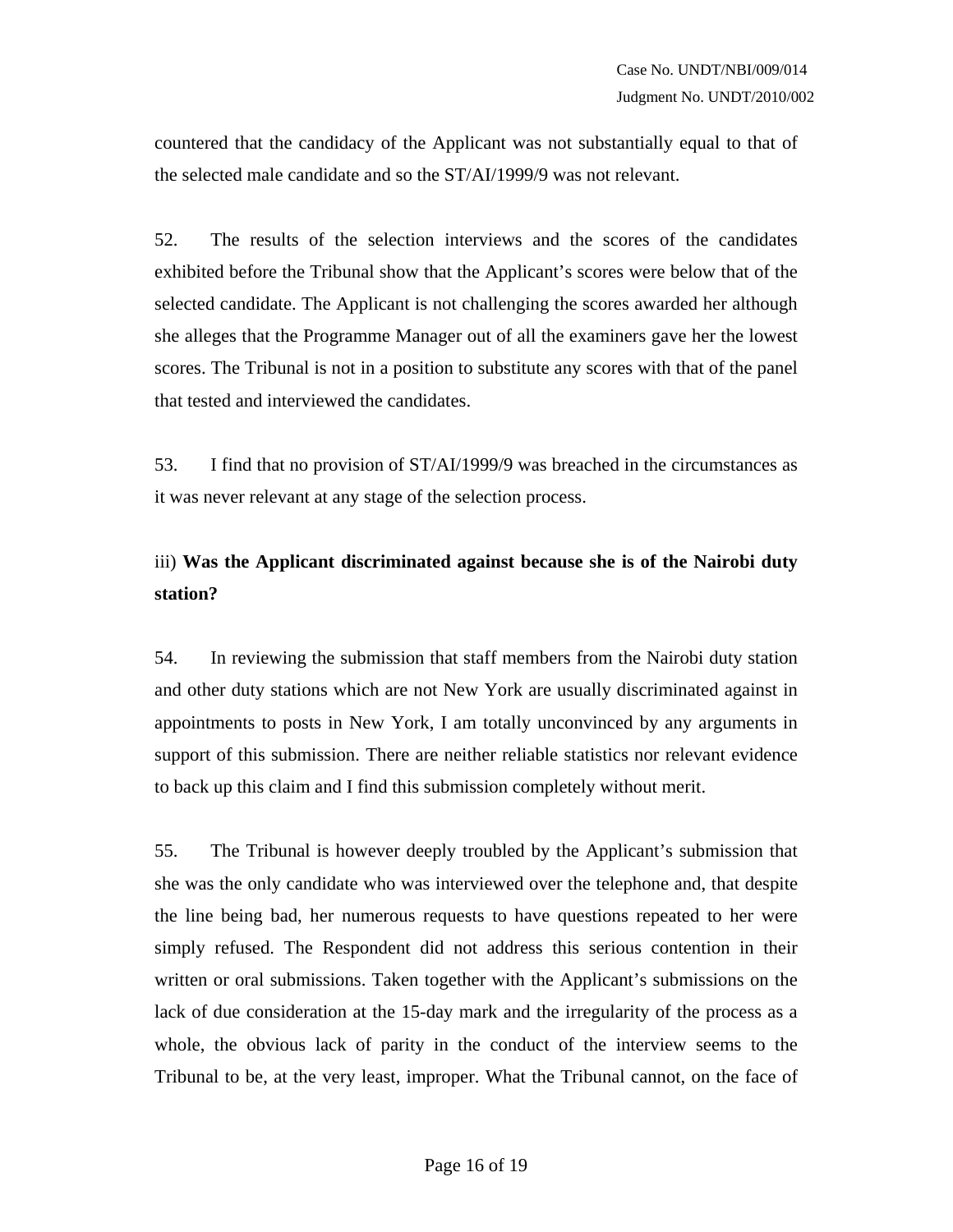countered that the candidacy of the Applicant was not substantially equal to that of the selected male candidate and so the ST/AI/1999/9 was not relevant.

52. The results of the selection interviews and the scores of the candidates exhibited before the Tribunal show that the Applicant's scores were below that of the selected candidate. The Applicant is not challenging the scores awarded her although she alleges that the Programme Manager out of all the examiners gave her the lowest scores. The Tribunal is not in a position to substitute any scores with that of the panel that tested and interviewed the candidates.

53. I find that no provision of ST/AI/1999/9 was breached in the circumstances as it was never relevant at any stage of the selection process.

### iii) **Was the Applicant discriminated against because she is of the Nairobi duty station?**

54. In reviewing the submission that staff members from the Nairobi duty station and other duty stations which are not New York are usually discriminated against in appointments to posts in New York, I am totally unconvinced by any arguments in support of this submission. There are neither reliable statistics nor relevant evidence to back up this claim and I find this submission completely without merit.

55. The Tribunal is however deeply troubled by the Applicant's submission that she was the only candidate who was interviewed over the telephone and, that despite the line being bad, her numerous requests to have questions repeated to her were simply refused. The Respondent did not address this serious contention in their written or oral submissions. Taken together with the Applicant's submissions on the lack of due consideration at the 15-day mark and the irregularity of the process as a whole, the obvious lack of parity in the conduct of the interview seems to the Tribunal to be, at the very least, improper. What the Tribunal cannot, on the face of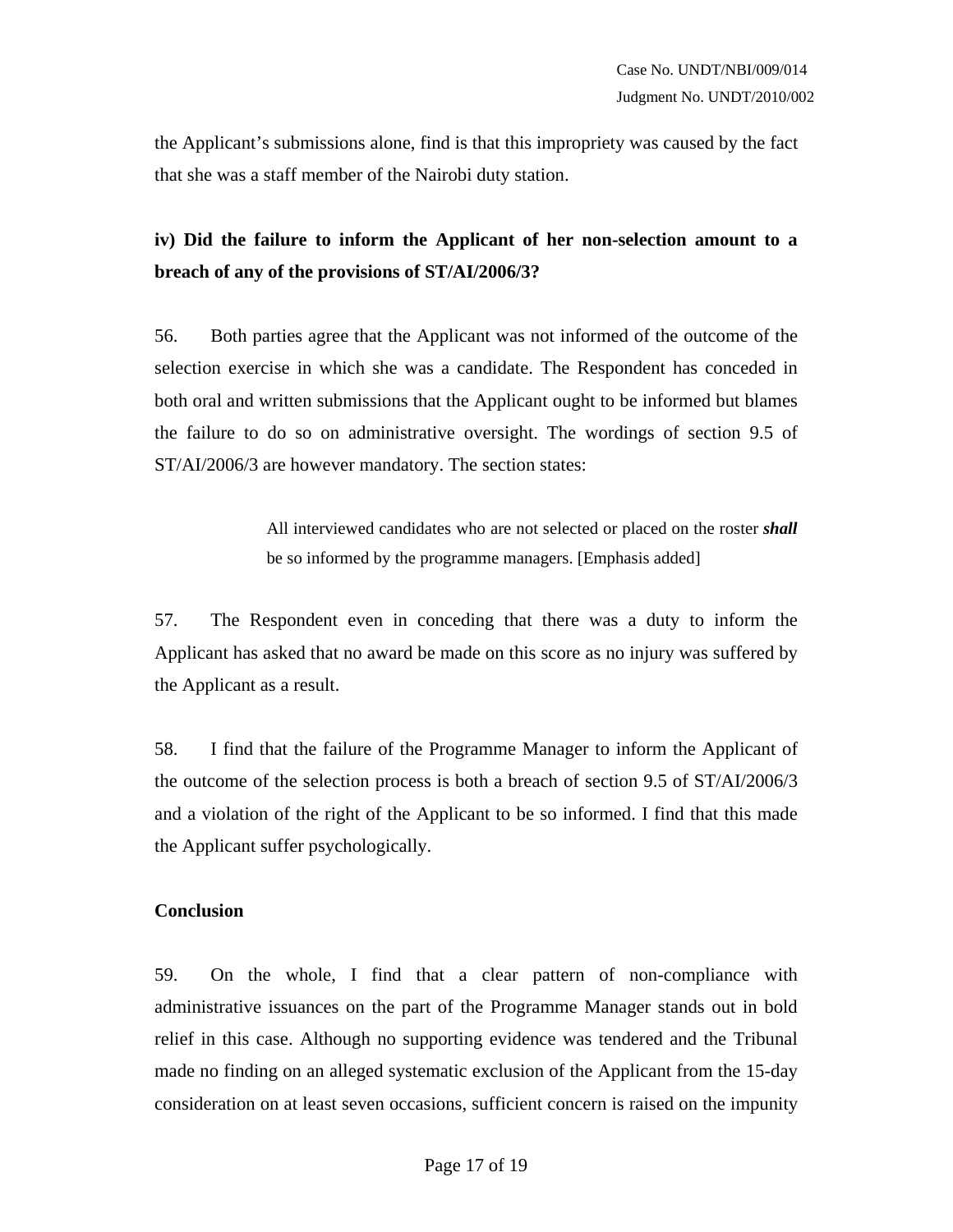the Applicant's submissions alone, find is that this impropriety was caused by the fact that she was a staff member of the Nairobi duty station.

**iv) Did the failure to inform the Applicant of her non-selection amount to a breach of any of the provisions of ST/AI/2006/3?**

56. Both parties agree that the Applicant was not informed of the outcome of the selection exercise in which she was a candidate. The Respondent has conceded in both oral and written submissions that the Applicant ought to be informed but blames the failure to do so on administrative oversight. The wordings of section 9.5 of ST/AI/2006/3 are however mandatory. The section states:

> All interviewed candidates who are not selected or placed on the roster ***shall*** be so informed by the programme managers. [Emphasis added]

57. The Respondent even in conceding that there was a duty to inform the Applicant has asked that no award be made on this score as no injury was suffered by the Applicant as a result.

58. I find that the failure of the Programme Manager to inform the Applicant of the outcome of the selection process is both a breach of section 9.5 of ST/AI/2006/3 and a violation of the right of the Applicant to be so informed. I find that this made the Applicant suffer psychologically.

**Conclusion**

59. On the whole, I find that a clear pattern of non-compliance with administrative issuances on the part of the Programme Manager stands out in bold relief in this case. Although no supporting evidence was tendered and the Tribunal made no finding on an alleged systematic exclusion of the Applicant from the 15-day consideration on at least seven occasions, sufficient concern is raised on the impunity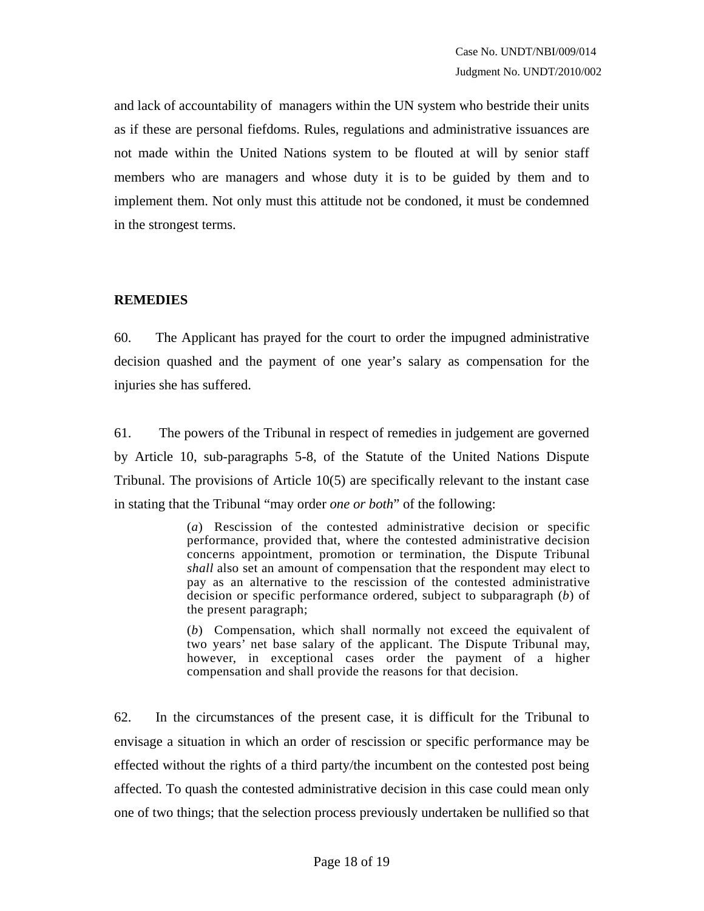and lack of accountability of managers within the UN system who bestride their units as if these are personal fiefdoms. Rules, regulations and administrative issuances are not made within the United Nations system to be flouted at will by senior staff members who are managers and whose duty it is to be guided by them and to implement them. Not only must this attitude not be condoned, it must be condemned in the strongest terms.

**REMEDIES**

60. The Applicant has prayed for the court to order the impugned administrative decision quashed and the payment of one year's salary as compensation for the injuries she has suffered.

61. The powers of the Tribunal in respect of remedies in judgement are governed by Article 10, sub-paragraphs 5-8, of the Statute of the United Nations Dispute Tribunal. The provisions of Article 10(5) are specifically relevant to the instant case in stating that the Tribunal "may order *one or both*" of the following:

> (*a*) Rescission of the contested administrative decision or specific performance, provided that, where the contested administrative decision concerns appointment, promotion or termination, the Dispute Tribunal *shall* also set an amount of compensation that the respondent may elect to pay as an alternative to the rescission of the contested administrative decision or specific performance ordered, subject to subparagraph (*b*) of the present paragraph;
>
> (*b*) Compensation, which shall normally not exceed the equivalent of two years' net base salary of the applicant. The Dispute Tribunal may, however, in exceptional cases order the payment of a higher compensation and shall provide the reasons for that decision.

62. In the circumstances of the present case, it is difficult for the Tribunal to envisage a situation in which an order of rescission or specific performance may be effected without the rights of a third party/the incumbent on the contested post being affected. To quash the contested administrative decision in this case could mean only one of two things; that the selection process previously undertaken be nullified so that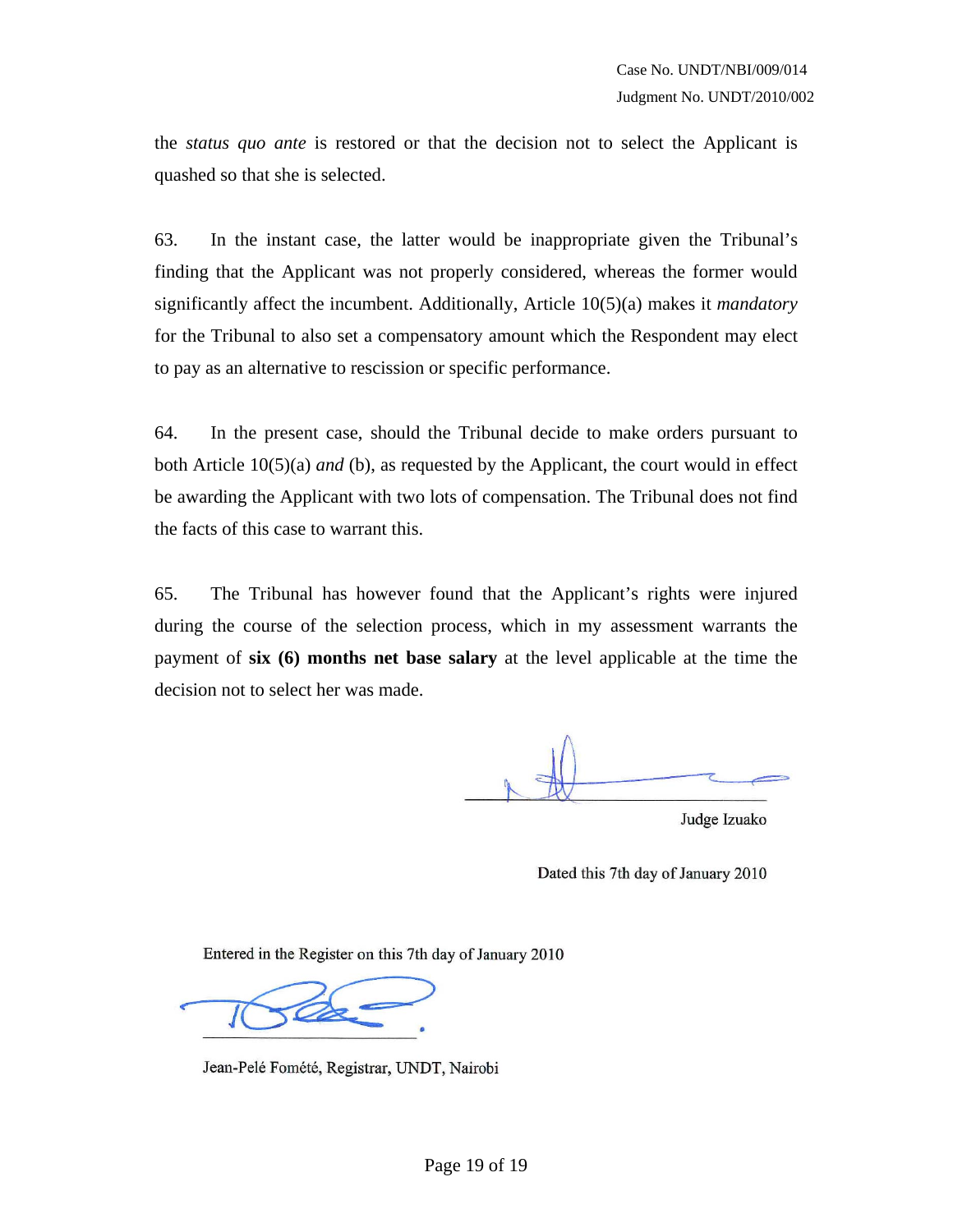the *status quo ante* is restored or that the decision not to select the Applicant is quashed so that she is selected.

63. In the instant case, the latter would be inappropriate given the Tribunal's finding that the Applicant was not properly considered, whereas the former would significantly affect the incumbent. Additionally, Article 10(5)(a) makes it *mandatory* for the Tribunal to also set a compensatory amount which the Respondent may elect to pay as an alternative to rescission or specific performance.

64. In the present case, should the Tribunal decide to make orders pursuant to both Article 10(5)(a) *and* (b), as requested by the Applicant, the court would in effect be awarding the Applicant with two lots of compensation. The Tribunal does not find the facts of this case to warrant this.

65. The Tribunal has however found that the Applicant's rights were injured during the course of the selection process, which in my assessment warrants the payment of **six (6) months net base salary** at the level applicable at the time the decision not to select her was made.

Judge Izuako

Dated this 7th day of January 2010

Entered in the Register on this 7th day of January 2010

Jean-Pelé Fomété, Registrar, UNDT, Nairobi